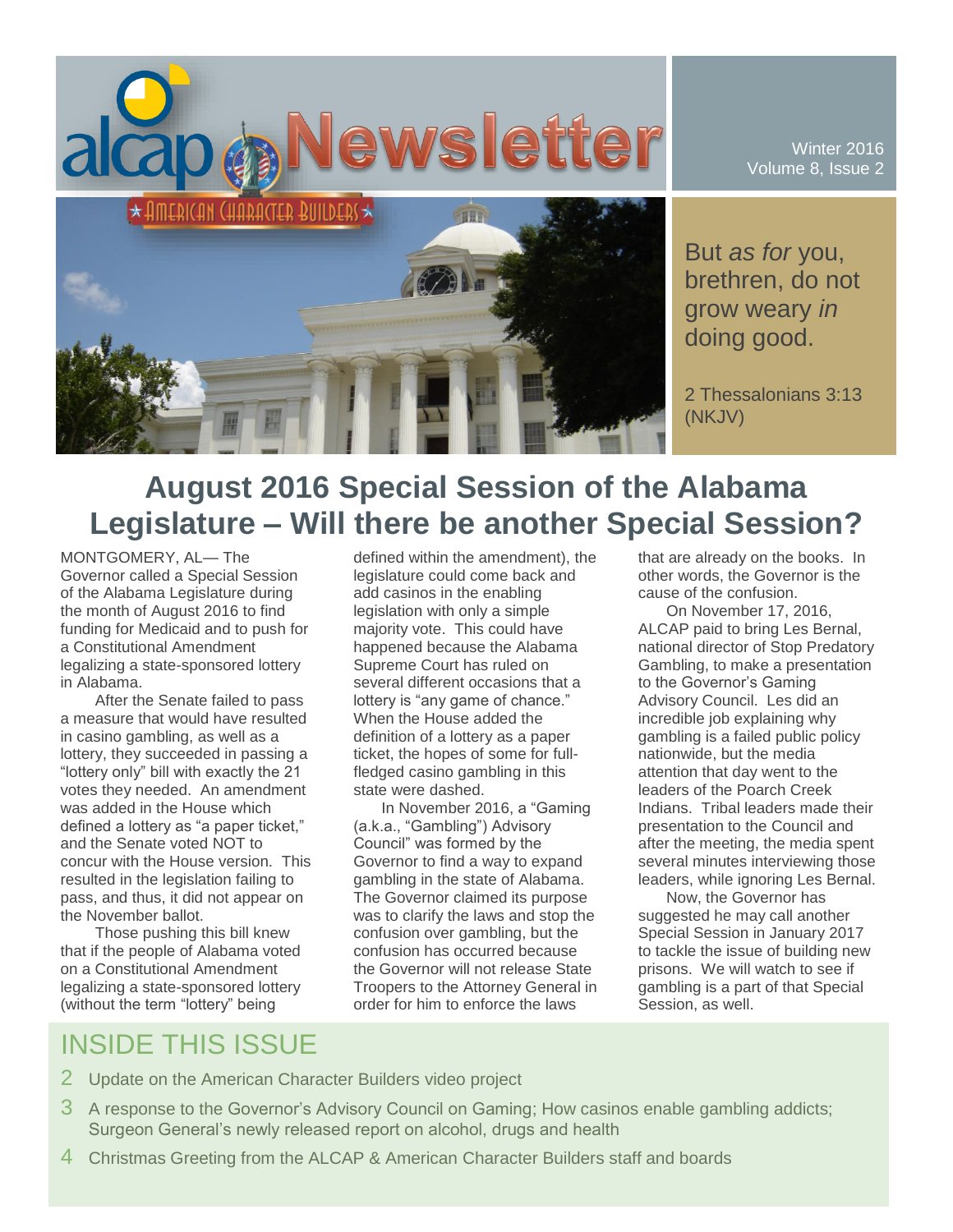# alcap Newsletter

AMERICAN CHARACTER BUILDERS

Winter 2016
Volume 8, Issue 2

But *as for* you, brethren, do not grow weary *in* doing good.

2 Thessalonians 3:13 (NKJV)

## August 2016 Special Session of the Alabama Legislature – Will there be another Special Session?

MONTGOMERY, AL— The Governor called a Special Session of the Alabama Legislature during the month of August 2016 to find funding for Medicaid and to push for a Constitutional Amendment legalizing a state-sponsored lottery in Alabama.

After the Senate failed to pass a measure that would have resulted in casino gambling, as well as a lottery, they succeeded in passing a "lottery only" bill with exactly the 21 votes they needed. An amendment was added in the House which defined a lottery as "a paper ticket," and the Senate voted NOT to concur with the House version. This resulted in the legislation failing to pass, and thus, it did not appear on the November ballot.

Those pushing this bill knew that if the people of Alabama voted on a Constitutional Amendment legalizing a state-sponsored lottery (without the term "lottery" being defined within the amendment), the legislature could come back and add casinos in the enabling legislation with only a simple majority vote. This could have happened because the Alabama Supreme Court has ruled on several different occasions that a lottery is "any game of chance." When the House added the definition of a lottery as a paper ticket, the hopes of some for full-fledged casino gambling in this state were dashed.

In November 2016, a "Gaming (a.k.a., "Gambling") Advisory Council" was formed by the Governor to find a way to expand gambling in the state of Alabama. The Governor claimed its purpose was to clarify the laws and stop the confusion over gambling, but the confusion has occurred because the Governor will not release State Troopers to the Attorney General in order for him to enforce the laws that are already on the books. In other words, the Governor is the cause of the confusion.

On November 17, 2016, ALCAP paid to bring Les Bernal, national director of Stop Predatory Gambling, to make a presentation to the Governor's Gaming Advisory Council. Les did an incredible job explaining why gambling is a failed public policy nationwide, but the media attention that day went to the leaders of the Poarch Creek Indians. Tribal leaders made their presentation to the Council and after the meeting, the media spent several minutes interviewing those leaders, while ignoring Les Bernal.

Now, the Governor has suggested he may call another Special Session in January 2017 to tackle the issue of building new prisons. We will watch to see if gambling is a part of that Special Session, as well.

## INSIDE THIS ISSUE

2 Update on the American Character Builders video project

3 A response to the Governor's Advisory Council on Gaming; How casinos enable gambling addicts; Surgeon General's newly released report on alcohol, drugs and health

4 Christmas Greeting from the ALCAP & American Character Builders staff and boards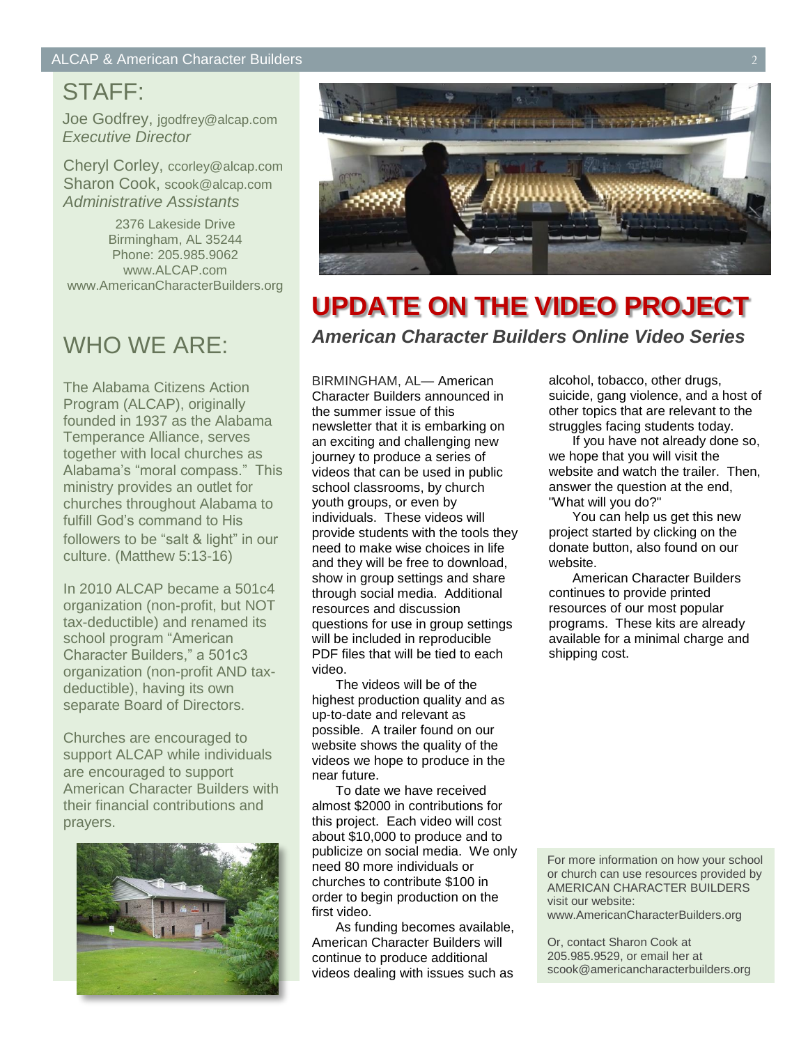## STAFF:

Joe Godfrey, jgodfrey@alcap.com
*Executive Director*

Cheryl Corley, ccorley@alcap.com
Sharon Cook, scook@alcap.com
*Administrative Assistants*

2376 Lakeside Drive
Birmingham, AL 35244
Phone: 205.985.9062
www.ALCAP.com
www.AmericanCharacterBuilders.org

## WHO WE ARE:

The Alabama Citizens Action Program (ALCAP), originally founded in 1937 as the Alabama Temperance Alliance, serves together with local churches as Alabama's "moral compass." This ministry provides an outlet for churches throughout Alabama to fulfill God's command to His followers to be "salt & light" in our culture. (Matthew 5:13-16)

In 2010 ALCAP became a 501c4 organization (non-profit, but NOT tax-deductible) and renamed its school program "American Character Builders," a 501c3 organization (non-profit AND tax-deductible), having its own separate Board of Directors.

Churches are encouraged to support ALCAP while individuals are encouraged to support American Character Builders with their financial contributions and prayers.

# UPDATE ON THE VIDEO PROJECT

### *American Character Builders Online Video Series*

BIRMINGHAM, AL— American Character Builders announced in the summer issue of this newsletter that it is embarking on an exciting and challenging new journey to produce a series of videos that can be used in public school classrooms, by church youth groups, or even by individuals. These videos will provide students with the tools they need to make wise choices in life and they will be free to download, show in group settings and share through social media. Additional resources and discussion questions for use in group settings will be included in reproducible PDF files that will be tied to each video.

The videos will be of the highest production quality and as up-to-date and relevant as possible. A trailer found on our website shows the quality of the videos we hope to produce in the near future.

To date we have received almost $2000 in contributions for this project. Each video will cost about $10,000 to produce and to publicize on social media. We only need 80 more individuals or churches to contribute $100 in order to begin production on the first video.

As funding becomes available, American Character Builders will continue to produce additional videos dealing with issues such as alcohol, tobacco, other drugs, suicide, gang violence, and a host of other topics that are relevant to the struggles facing students today.

If you have not already done so, we hope that you will visit the website and watch the trailer. Then, answer the question at the end, "What will you do?"

You can help us get this new project started by clicking on the donate button, also found on our website.

American Character Builders continues to provide printed resources of our most popular programs. These kits are already available for a minimal charge and shipping cost.

For more information on how your school or church can use resources provided by AMERICAN CHARACTER BUILDERS visit our website:
www.AmericanCharacterBuilders.org

Or, contact Sharon Cook at 205.985.9529, or email her at scook@americancharacterbuilders.org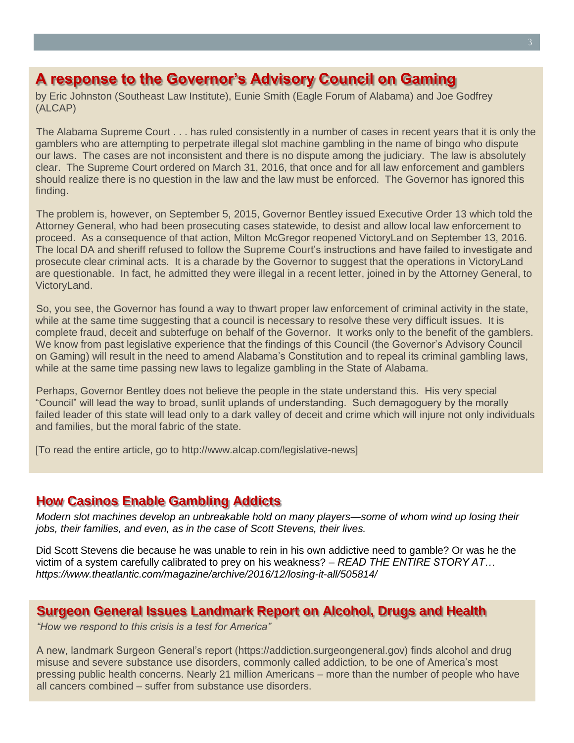## A response to the Governor's Advisory Council on Gaming

by Eric Johnston (Southeast Law Institute), Eunie Smith (Eagle Forum of Alabama) and Joe Godfrey (ALCAP)

The Alabama Supreme Court . . . has ruled consistently in a number of cases in recent years that it is only the gamblers who are attempting to perpetrate illegal slot machine gambling in the name of bingo who dispute our laws. The cases are not inconsistent and there is no dispute among the judiciary. The law is absolutely clear. The Supreme Court ordered on March 31, 2016, that once and for all law enforcement and gamblers should realize there is no question in the law and the law must be enforced. The Governor has ignored this finding.

The problem is, however, on September 5, 2015, Governor Bentley issued Executive Order 13 which told the Attorney General, who had been prosecuting cases statewide, to desist and allow local law enforcement to proceed. As a consequence of that action, Milton McGregor reopened VictoryLand on September 13, 2016. The local DA and sheriff refused to follow the Supreme Court's instructions and have failed to investigate and prosecute clear criminal acts. It is a charade by the Governor to suggest that the operations in VictoryLand are questionable. In fact, he admitted they were illegal in a recent letter, joined in by the Attorney General, to VictoryLand.

So, you see, the Governor has found a way to thwart proper law enforcement of criminal activity in the state, while at the same time suggesting that a council is necessary to resolve these very difficult issues. It is complete fraud, deceit and subterfuge on behalf of the Governor. It works only to the benefit of the gamblers. We know from past legislative experience that the findings of this Council (the Governor's Advisory Council on Gaming) will result in the need to amend Alabama's Constitution and to repeal its criminal gambling laws, while at the same time passing new laws to legalize gambling in the State of Alabama.

Perhaps, Governor Bentley does not believe the people in the state understand this. His very special "Council" will lead the way to broad, sunlit uplands of understanding. Such demagoguery by the morally failed leader of this state will lead only to a dark valley of deceit and crime which will injure not only individuals and families, but the moral fabric of the state.

[To read the entire article, go to http://www.alcap.com/legislative-news]

## How Casinos Enable Gambling Addicts

*Modern slot machines develop an unbreakable hold on many players—some of whom wind up losing their jobs, their families, and even, as in the case of Scott Stevens, their lives.*

Did Scott Stevens die because he was unable to rein in his own addictive need to gamble? Or was he the victim of a system carefully calibrated to prey on his weakness? – *READ THE ENTIRE STORY AT… https://www.theatlantic.com/magazine/archive/2016/12/losing-it-all/505814/*

## Surgeon General Issues Landmark Report on Alcohol, Drugs and Health

*"How we respond to this crisis is a test for America"*

A new, landmark Surgeon General's report (https://addiction.surgeongeneral.gov) finds alcohol and drug misuse and severe substance use disorders, commonly called addiction, to be one of America's most pressing public health concerns. Nearly 21 million Americans – more than the number of people who have all cancers combined – suffer from substance use disorders.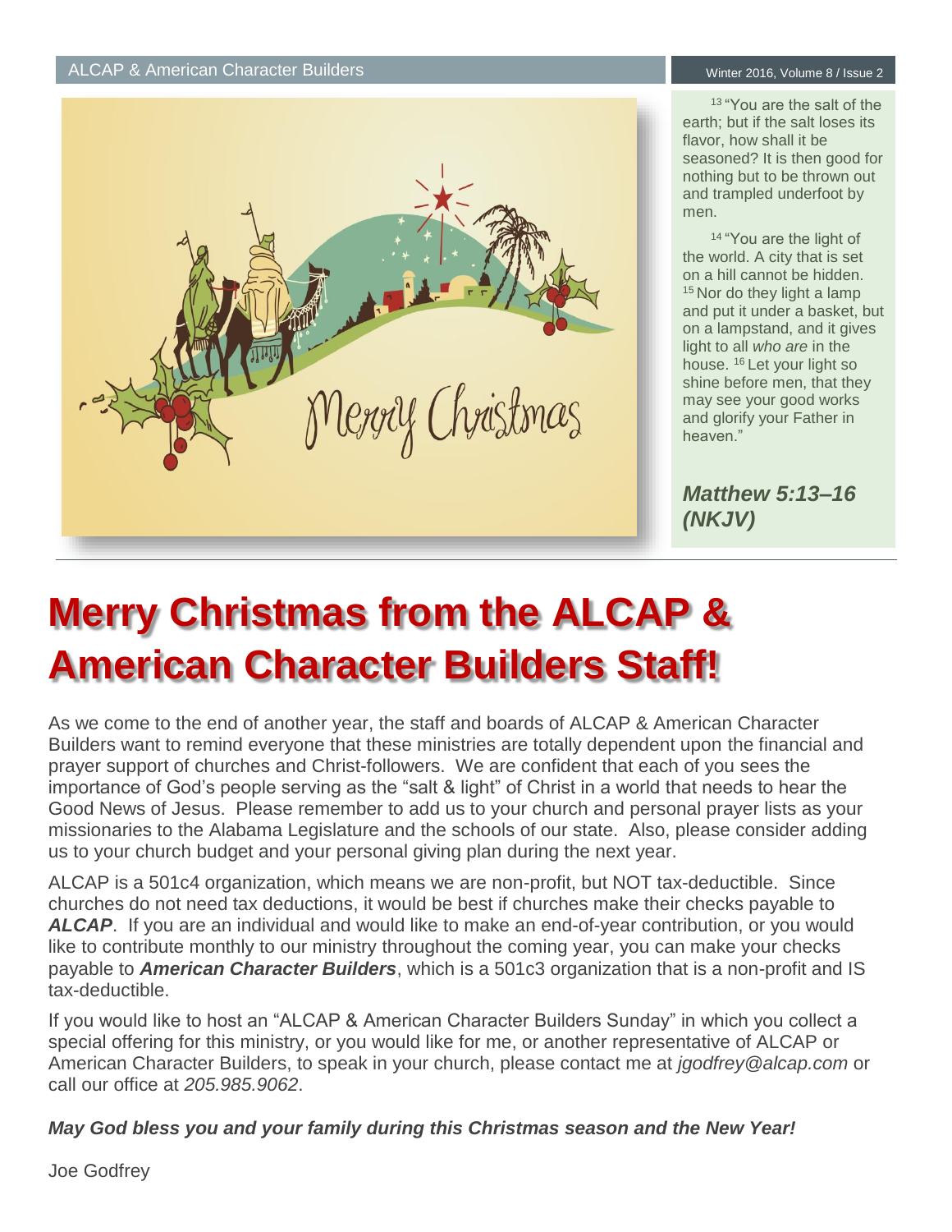[13] "You are the salt of the earth; but if the salt loses its flavor, how shall it be seasoned? It is then good for nothing but to be thrown out and trampled underfoot by men.

[14] "You are the light of the world. A city that is set on a hill cannot be hidden. [15] Nor do they light a lamp and put it under a basket, but on a lampstand, and it gives light to all *who are* in the house. [16] Let your light so shine before men, that they may see your good works and glorify your Father in heaven."

***Matthew 5:13–16 (NKJV)***

# Merry Christmas from the ALCAP & American Character Builders Staff!

As we come to the end of another year, the staff and boards of ALCAP & American Character Builders want to remind everyone that these ministries are totally dependent upon the financial and prayer support of churches and Christ-followers. We are confident that each of you sees the importance of God's people serving as the "salt & light" of Christ in a world that needs to hear the Good News of Jesus. Please remember to add us to your church and personal prayer lists as your missionaries to the Alabama Legislature and the schools of our state. Also, please consider adding us to your church budget and your personal giving plan during the next year.

ALCAP is a 501c4 organization, which means we are non-profit, but NOT tax-deductible. Since churches do not need tax deductions, it would be best if churches make their checks payable to ***ALCAP***. If you are an individual and would like to make an end-of-year contribution, or you would like to contribute monthly to our ministry throughout the coming year, you can make your checks payable to ***American Character Builders***, which is a 501c3 organization that is a non-profit and IS tax-deductible.

If you would like to host an "ALCAP & American Character Builders Sunday" in which you collect a special offering for this ministry, or you would like for me, or another representative of ALCAP or American Character Builders, to speak in your church, please contact me at *jgodfrey@alcap.com* or call our office at *205.985.9062*.

***May God bless you and your family during this Christmas season and the New Year!***

Joe Godfrey